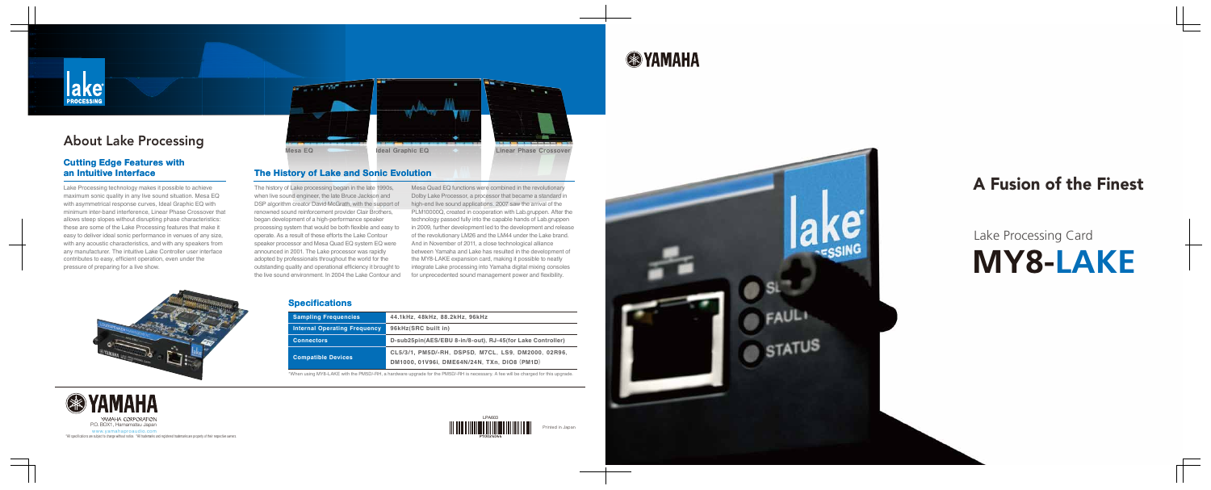# About Lake Processing

## Cutting Edge Features with an Intuitive Interface

Lake Processing technology makes it possible to achieve maximum sonic quality in any live sound situation. Mesa EQ with asymmetrical response curves, Ideal Graphic EQ with minimum inter-band interference, Linear Phase Crossover that allows steep slopes without disrupting phase characteristics: these are some of the Lake Processing features that make it easy to deliver ideal sonic performance in venues of any size, with any acoustic characteristics, and with any speakers from any manufacturer. The intuitive Lake Controller user interface contributes to easy, efficient operation, even under the pressure of preparing for a live show.

Mesa EQ　Ideal Graphic EQ　Linear Phase Crossover

## The History of Lake and Sonic Evolution

The history of Lake processing began in the late 1990s, when live sound engineer, the late Bruce Jackson and DSP algorithm creator David McGrath, with the support of renowned sound reinforcement provider Clair Brothers, began development of a high-performance speaker processing system that would be both flexible and easy to operate. As a result of these efforts the Lake Contour speaker processor and Mesa Quad EQ system EQ were announced in 2001. The Lake processor was rapidly adopted by professionals throughout the world for the outstanding quality and operational efficiency it brought to the live sound environment. In 2004 the Lake Contour and Mesa Quad EQ functions were combined in the revolutionary Dolby Lake Processor, a processor that became a standard in high-end live sound applications. 2007 saw the arrival of the PLM10000Q, created in cooperation with Lab.gruppen. After the technology passed fully into the capable hands of Lab.gruppen in 2009, further development led to the development and release of the revolutionary LM26 and the LM44 under the Lake brand. And in November of 2011, a close technological alliance between Yamaha and Lake has resulted in the development of the MY8-LAKE expansion card, making it possible to neatly integrate Lake processing into Yamaha digital mixing consoles for unprecedented sound management power and flexibility.

## Specifications

| Sampling Frequencies | 44.1kHz, 48kHz, 88.2kHz, 96kHz |
|---|---|
| Internal Operating Frequency | 96kHz(SRC built in) |
| Connectors | D-sub25pin(AES/EBU 8-in/8-out), RJ-45(for Lake Controller) |
| Compatible Devices | CL5/3/1, PM5D/-RH, DSP5D, M7CL, LS9, DM2000, 02R96, DM1000, 01V96i, DME64N/24N, TXn, DIO8 (PM1D) |

*When using MY8-LAKE with the PM5D/-RH, a hardware upgrade for the PM5D/-RH is necessary. A fee will be charged for this upgrade.

YAMAHA CORPORATION
P.O. BOX1, Hamamatsu Japan
www.yamahaproaudio.com

*All specifications are subject to change without notice. *All trademarks and registered trademarks are property of their respective owners.

LPA603

Printed in Japan

# A Fusion of the Finest

Lake Processing Card

# MY8-LAKE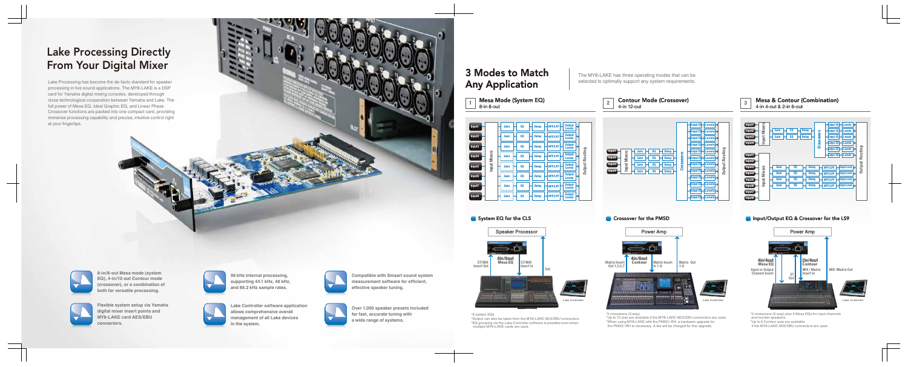# Lake Processing Directly From Your Digital Mixer

Lake Processing has become the de-facto standard for speaker processing in live sound applications. The MY8-LAKE is a DSP card for Yamaha digital mixing consoles, developed through close technological cooperation between Yamaha and Lake. The full power of Mesa EQ, Ideal Graphic EQ, and Linear Phase Crossover functions are packed into one compact card, providing immense processing capability and precise, intuitive control right at your fingertips.

- 8-in/8-out Mesa mode (system EQ), 4-in/12-out Contour mode (crossover), or a combination of both for versatile processing.
- Flexible system setup via Yamaha digital mixer insert points and MY8-LAKE card AES/EBU connectors.
- 96 kHz internal processing, supporting 44.1 kHz, 48 kHz, and 88.2 kHz sample rates.
- Lake Controller software application allows comprehensive overall management of all Lake devices in the system.
- Compatible with Smaart sound system measurement software for efficient, effective speaker tuning.
- Over 1,000 speaker presets included for fast, accurate tuning with a wide range of systems.

# 3 Modes to Match Any Application

The MY8-LAKE has three operating modes that can be selected to optimally support any system requirements.

## 1 Mesa Mode (System EQ)

8-in 8-out

Input1–Input8 → Input Mixers → Gain → EQ → Delay → HPF/LPF → Output Levels → Output Routing

### System EQ for the CL5

Speaker Processor

ST/MIX Insert Out — 8in/8out Mesa EQ — ST/MIX Insert In — Out

Lake Controller

*8 system EQs
*Output can also be taken from the MY8-LAKE AES/EBU connectors.
*EQ grouping via the Lake Controller software is possible even when multiple MY8-LAKE cards are used.

## 2 Contour Mode (Crossover)

4-in 12-out

Input1–Input4 → Input Mixers → Gain → EQ → Delay → Crossovers → Output EQ → Levels → Output Routing

### Crossover for the PM5D

Power Amp

Matrix Insert Out 1,3,5,7 — 4in/8out Contour — Matrix Insert In 1-8 — Matrix Out 1-8

Lake Controller

*4 crossovers (2-way).
*Up to 12 outs are available if the MY8-LAKE AES/EBU connectors are used.
*When using MY8-LAKE with the PM5D-RH, a hardware upgrade for the PM5D-RH is necessary. A fee will be charged for this upgrade.

## 3 Mesa & Contour (Combination)

4-in 4-out & 2-in 6-out

Input1–Input4 → Input Mixers → Gain → EQ → Delay → Crossovers → Output EQ → Levels
Input1–Input8 → Input Mixers → Gain → EQ → Delay → HPF/LPF → Output Levels → Output Routing

### Input/Output EQ & Crossover for the LS9

Power Amp

Input or Output Channel Insert — 4in/4out Mesa EQ — ST Out — 2in/4out Contour — MIX / Matrix Insert In — MIX /Matrix Out

Lake Controller

*2 crossovers (2-way) plus 4 Mesa EQs for input channels and monitor speakers.
*Up to 6 Contour outs are available if the MY8-LAKE AES/EBU connectors are used.